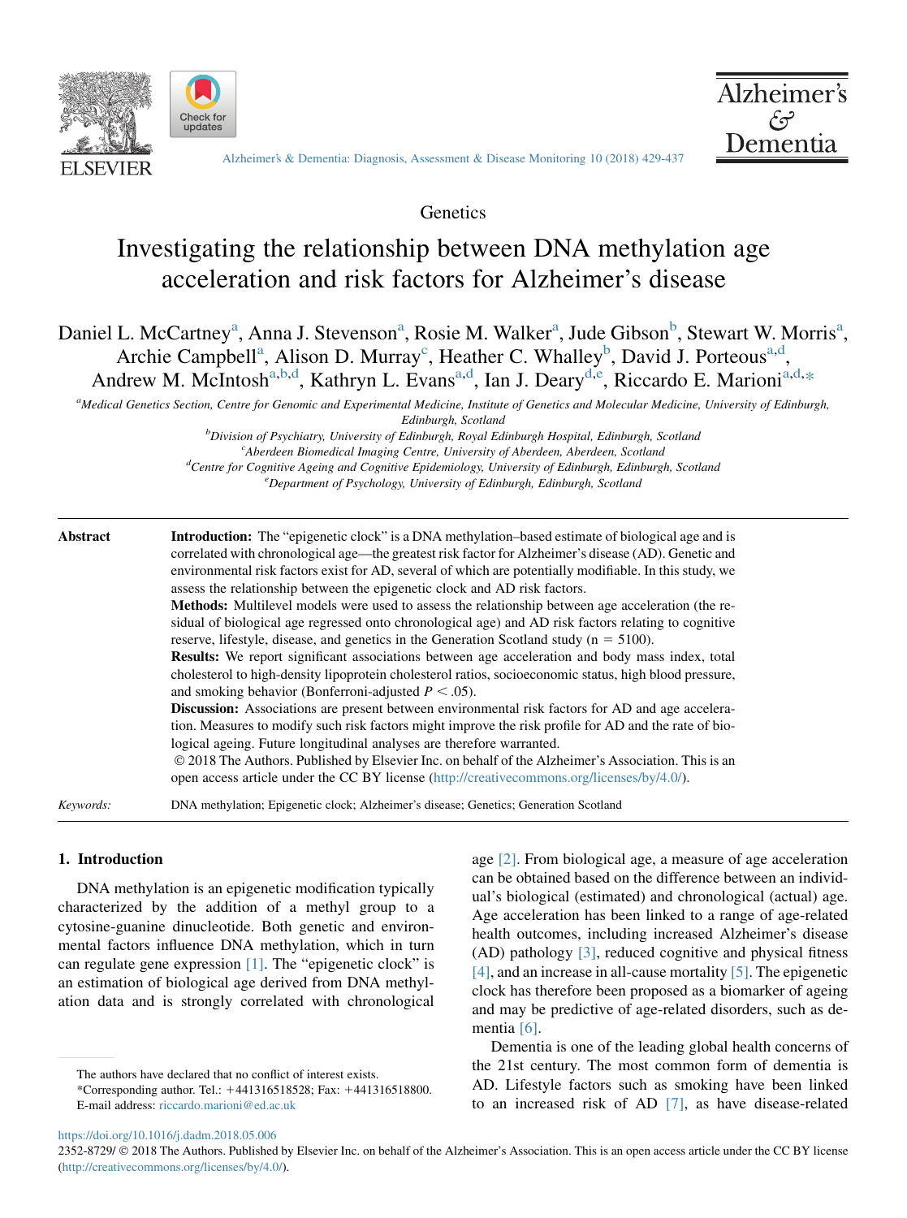Genetics

# Investigating the relationship between DNA methylation age acceleration and risk factors for Alzheimer's disease

Daniel L. McCartney[a], Anna J. Stevenson[a], Rosie M. Walker[a], Jude Gibson[b], Stewart W. Morris[a], Archie Campbell[a], Alison D. Murray[c], Heather C. Whalley[b], David J. Porteous[a,d], Andrew M. McIntosh[a,b,d], Kathryn L. Evans[a,d], Ian J. Deary[d,e], Riccardo E. Marioni[a,d,*]

[a]Medical Genetics Section, Centre for Genomic and Experimental Medicine, Institute of Genetics and Molecular Medicine, University of Edinburgh, Edinburgh, Scotland

[b]Division of Psychiatry, University of Edinburgh, Royal Edinburgh Hospital, Edinburgh, Scotland

[c]Aberdeen Biomedical Imaging Centre, University of Aberdeen, Aberdeen, Scotland

[d]Centre for Cognitive Ageing and Cognitive Epidemiology, University of Edinburgh, Edinburgh, Scotland

[e]Department of Psychology, University of Edinburgh, Edinburgh, Scotland

**Abstract**

**Introduction:** The "epigenetic clock" is a DNA methylation–based estimate of biological age and is correlated with chronological age—the greatest risk factor for Alzheimer's disease (AD). Genetic and environmental risk factors exist for AD, several of which are potentially modifiable. In this study, we assess the relationship between the epigenetic clock and AD risk factors.

**Methods:** Multilevel models were used to assess the relationship between age acceleration (the residual of biological age regressed onto chronological age) and AD risk factors relating to cognitive reserve, lifestyle, disease, and genetics in the Generation Scotland study (n = 5100).

**Results:** We report significant associations between age acceleration and body mass index, total cholesterol to high-density lipoprotein cholesterol ratios, socioeconomic status, high blood pressure, and smoking behavior (Bonferroni-adjusted $P < .05$).

**Discussion:** Associations are present between environmental risk factors for AD and age acceleration. Measures to modify such risk factors might improve the risk profile for AD and the rate of biological ageing. Future longitudinal analyses are therefore warranted.

© 2018 The Authors. Published by Elsevier Inc. on behalf of the Alzheimer's Association. This is an open access article under the CC BY license (http://creativecommons.org/licenses/by/4.0/).

*Keywords:* DNA methylation; Epigenetic clock; Alzheimer's disease; Genetics; Generation Scotland

## 1. Introduction

DNA methylation is an epigenetic modification typically characterized by the addition of a methyl group to a cytosine-guanine dinucleotide. Both genetic and environmental factors influence DNA methylation, which in turn can regulate gene expression [1]. The "epigenetic clock" is an estimation of biological age derived from DNA methylation data and is strongly correlated with chronological age [2]. From biological age, a measure of age acceleration can be obtained based on the difference between an individual's biological (estimated) and chronological (actual) age. Age acceleration has been linked to a range of age-related health outcomes, including increased Alzheimer's disease (AD) pathology [3], reduced cognitive and physical fitness [4], and an increase in all-cause mortality [5]. The epigenetic clock has therefore been proposed as a biomarker of ageing and may be predictive of age-related disorders, such as dementia [6].

Dementia is one of the leading global health concerns of the 21st century. The most common form of dementia is AD. Lifestyle factors such as smoking have been linked to an increased risk of AD [7], as have disease-related

The authors have declared that no conflict of interest exists.

*Corresponding author. Tel.: +441316518528; Fax: +441316518800.

E-mail address: riccardo.marioni@ed.ac.uk

https://doi.org/10.1016/j.dadm.2018.05.006

2352-8729/ © 2018 The Authors. Published by Elsevier Inc. on behalf of the Alzheimer's Association. This is an open access article under the CC BY license (http://creativecommons.org/licenses/by/4.0/).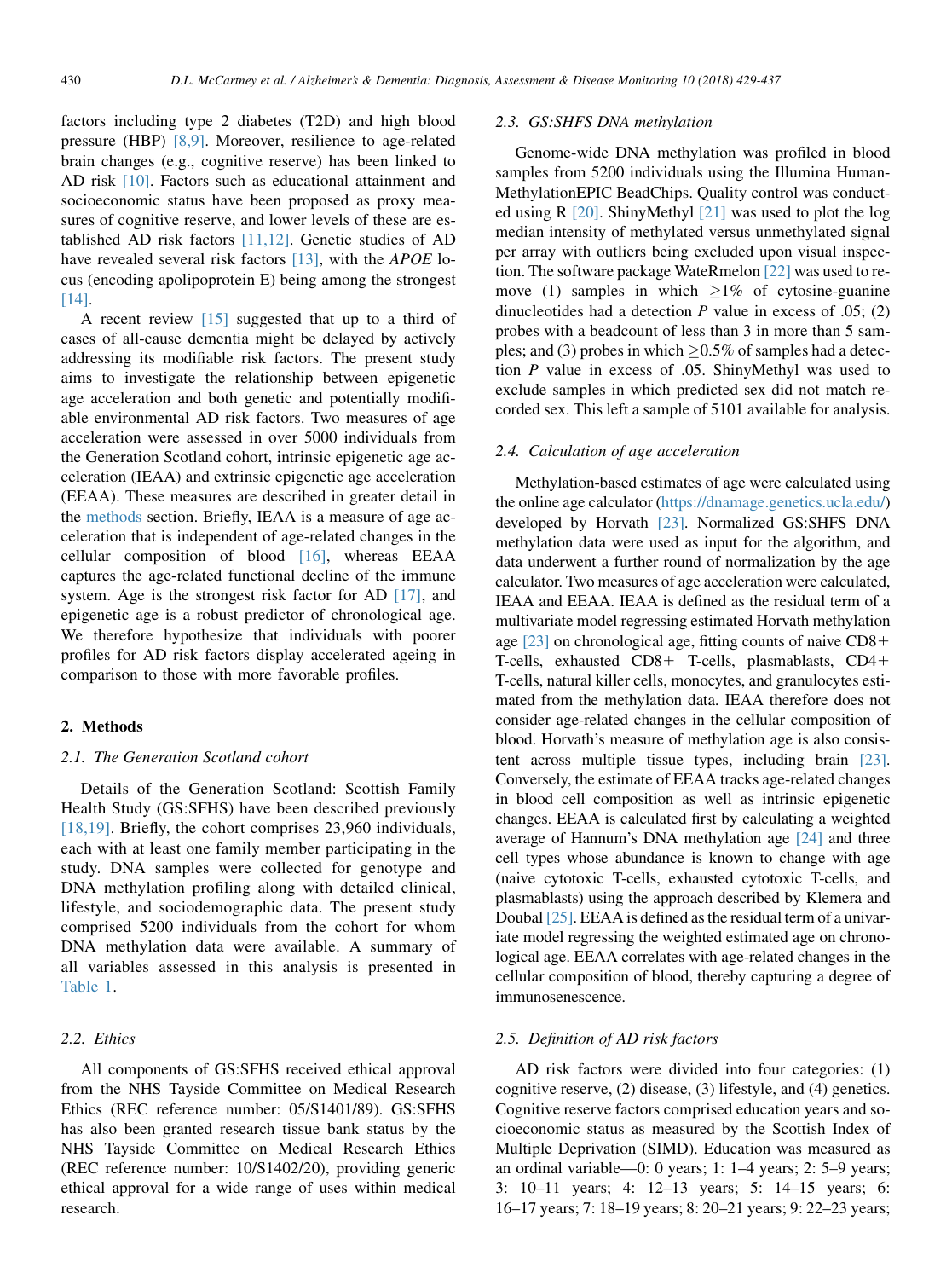factors including type 2 diabetes (T2D) and high blood pressure (HBP) [8,9]. Moreover, resilience to age-related brain changes (e.g., cognitive reserve) has been linked to AD risk [10]. Factors such as educational attainment and socioeconomic status have been proposed as proxy measures of cognitive reserve, and lower levels of these are established AD risk factors [11,12]. Genetic studies of AD have revealed several risk factors [13], with the *APOE* locus (encoding apolipoprotein E) being among the strongest [14].

A recent review [15] suggested that up to a third of cases of all-cause dementia might be delayed by actively addressing its modifiable risk factors. The present study aims to investigate the relationship between epigenetic age acceleration and both genetic and potentially modifiable environmental AD risk factors. Two measures of age acceleration were assessed in over 5000 individuals from the Generation Scotland cohort, intrinsic epigenetic age acceleration (IEAA) and extrinsic epigenetic age acceleration (EEAA). These measures are described in greater detail in the methods section. Briefly, IEAA is a measure of age acceleration that is independent of age-related changes in the cellular composition of blood [16], whereas EEAA captures the age-related functional decline of the immune system. Age is the strongest risk factor for AD [17], and epigenetic age is a robust predictor of chronological age. We therefore hypothesize that individuals with poorer profiles for AD risk factors display accelerated ageing in comparison to those with more favorable profiles.

## 2. Methods

### 2.1. The Generation Scotland cohort

Details of the Generation Scotland: Scottish Family Health Study (GS:SFHS) have been described previously [18,19]. Briefly, the cohort comprises 23,960 individuals, each with at least one family member participating in the study. DNA samples were collected for genotype and DNA methylation profiling along with detailed clinical, lifestyle, and sociodemographic data. The present study comprised 5200 individuals from the cohort for whom DNA methylation data were available. A summary of all variables assessed in this analysis is presented in Table 1.

### 2.2. Ethics

All components of GS:SFHS received ethical approval from the NHS Tayside Committee on Medical Research Ethics (REC reference number: 05/S1401/89). GS:SFHS has also been granted research tissue bank status by the NHS Tayside Committee on Medical Research Ethics (REC reference number: 10/S1402/20), providing generic ethical approval for a wide range of uses within medical research.

### 2.3. GS:SFHS DNA methylation

Genome-wide DNA methylation was profiled in blood samples from 5200 individuals using the Illumina HumanMethylationEPIC BeadChips. Quality control was conducted using R [20]. ShinyMethyl [21] was used to plot the log median intensity of methylated versus unmethylated signal per array with outliers being excluded upon visual inspection. The software package WateRmelon [22] was used to remove (1) samples in which $\geq$1% of cytosine-guanine dinucleotides had a detection *P* value in excess of .05; (2) probes with a beadcount of less than 3 in more than 5 samples; and (3) probes in which $\geq$0.5% of samples had a detection *P* value in excess of .05. ShinyMethyl was used to exclude samples in which predicted sex did not match recorded sex. This left a sample of 5101 available for analysis.

### 2.4. Calculation of age acceleration

Methylation-based estimates of age were calculated using the online age calculator (https://dnamage.genetics.ucla.edu/) developed by Horvath [23]. Normalized GS:SFHS DNA methylation data were used as input for the algorithm, and data underwent a further round of normalization by the age calculator. Two measures of age acceleration were calculated, IEAA and EEAA. IEAA is defined as the residual term of a multivariate model regressing estimated Horvath methylation age [23] on chronological age, fitting counts of naive CD8+ T-cells, exhausted CD8+ T-cells, plasmablasts, CD4+ T-cells, natural killer cells, monocytes, and granulocytes estimated from the methylation data. IEAA therefore does not consider age-related changes in the cellular composition of blood. Horvath's measure of methylation age is also consistent across multiple tissue types, including brain [23]. Conversely, the estimate of EEAA tracks age-related changes in blood cell composition as well as intrinsic epigenetic changes. EEAA is calculated first by calculating a weighted average of Hannum's DNA methylation age [24] and three cell types whose abundance is known to change with age (naive cytotoxic T-cells, exhausted cytotoxic T-cells, and plasmablasts) using the approach described by Klemera and Doubal [25]. EEAA is defined as the residual term of a univariate model regressing the weighted estimated age on chronological age. EEAA correlates with age-related changes in the cellular composition of blood, thereby capturing a degree of immunosenescence.

### 2.5. Definition of AD risk factors

AD risk factors were divided into four categories: (1) cognitive reserve, (2) disease, (3) lifestyle, and (4) genetics. Cognitive reserve factors comprised education years and socioeconomic status as measured by the Scottish Index of Multiple Deprivation (SIMD). Education was measured as an ordinal variable—0: 0 years; 1: 1–4 years; 2: 5–9 years; 3: 10–11 years; 4: 12–13 years; 5: 14–15 years; 6: 16–17 years; 7: 18–19 years; 8: 20–21 years; 9: 22–23 years;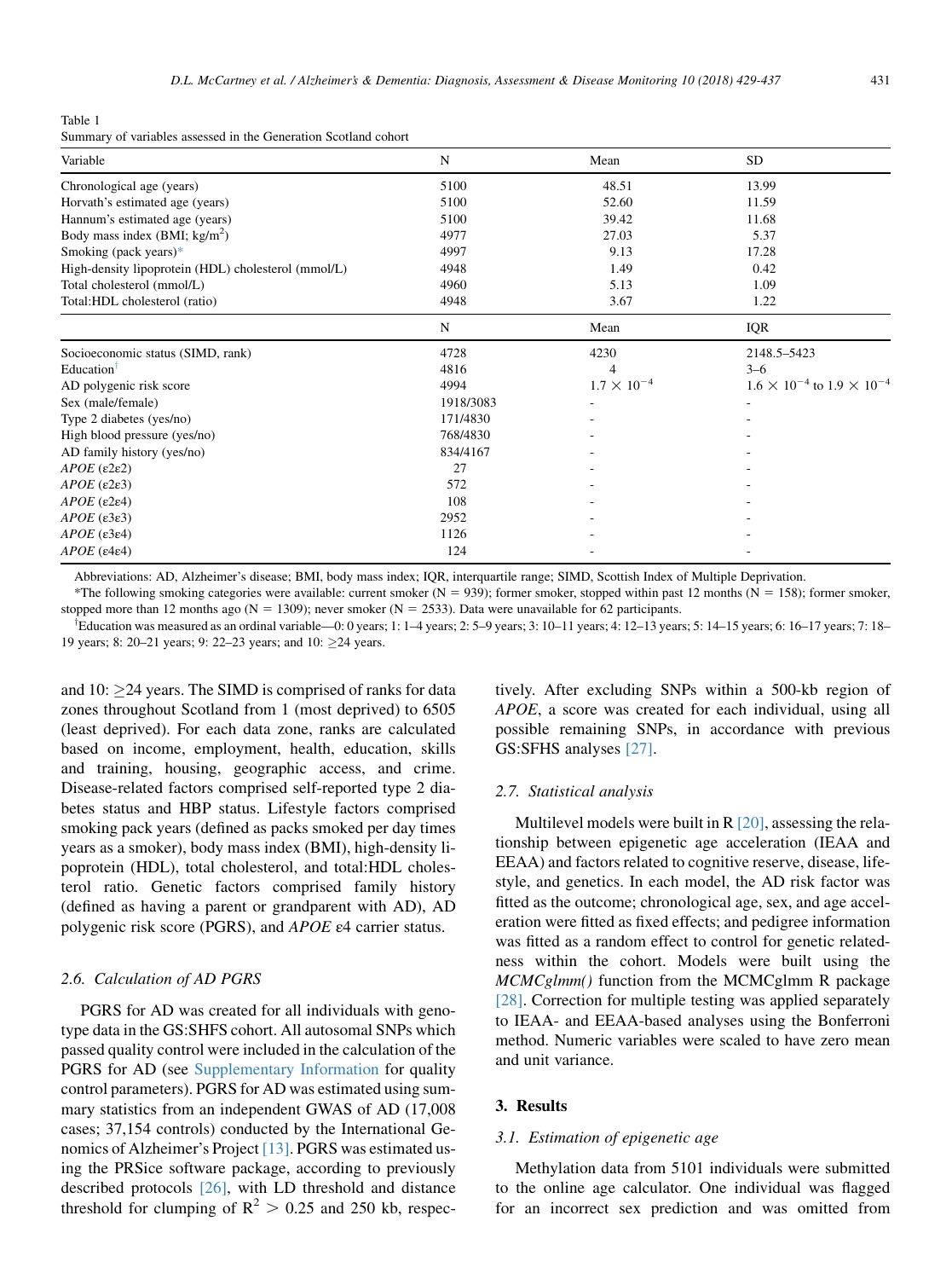Table 1
Summary of variables assessed in the Generation Scotland cohort

| Variable | N | Mean | SD |
|---|---|---|---|
| Chronological age (years) | 5100 | 48.51 | 13.99 |
| Horvath's estimated age (years) | 5100 | 52.60 | 11.59 |
| Hannum's estimated age (years) | 5100 | 39.42 | 11.68 |
| Body mass index (BMI; kg/m$^2$) | 4977 | 27.03 | 5.37 |
| Smoking (pack years)* | 4997 | 9.13 | 17.28 |
| High-density lipoprotein (HDL) cholesterol (mmol/L) | 4948 | 1.49 | 0.42 |
| Total cholesterol (mmol/L) | 4960 | 5.13 | 1.09 |
| Total:HDL cholesterol (ratio) | 4948 | 3.67 | 1.22 |
| | **N** | **Mean** | **IQR** |
| Socioeconomic status (SIMD, rank) | 4728 | 4230 | 2148.5–5423 |
| Education† | 4816 | 4 | 3–6 |
| AD polygenic risk score | 4994 | $1.7 \times 10^{-4}$ | $1.6 \times 10^{-4}$ to $1.9 \times 10^{-4}$ |
| Sex (male/female) | 1918/3083 | - | - |
| Type 2 diabetes (yes/no) | 171/4830 | - | - |
| High blood pressure (yes/no) | 768/4830 | - | - |
| AD family history (yes/no) | 834/4167 | - | - |
| *APOE* (ε2ε2) | 27 | - | - |
| *APOE* (ε2ε3) | 572 | - | - |
| *APOE* (ε2ε4) | 108 | - | - |
| *APOE* (ε3ε3) | 2952 | - | - |
| *APOE* (ε3ε4) | 1126 | - | - |
| *APOE* (ε4ε4) | 124 | - | - |

Abbreviations: AD, Alzheimer's disease; BMI, body mass index; IQR, interquartile range; SIMD, Scottish Index of Multiple Deprivation.

*The following smoking categories were available: current smoker (N = 939); former smoker, stopped within past 12 months (N = 158); former smoker, stopped more than 12 months ago (N = 1309); never smoker (N = 2533). Data were unavailable for 62 participants.

†Education was measured as an ordinal variable—0: 0 years; 1: 1–4 years; 2: 5–9 years; 3: 10–11 years; 4: 12–13 years; 5: 14–15 years; 6: 16–17 years; 7: 18–19 years; 8: 20–21 years; 9: 22–23 years; and 10: ≥24 years.

and 10: ≥24 years. The SIMD is comprised of ranks for data zones throughout Scotland from 1 (most deprived) to 6505 (least deprived). For each data zone, ranks are calculated based on income, employment, health, education, skills and training, housing, geographic access, and crime. Disease-related factors comprised self-reported type 2 diabetes status and HBP status. Lifestyle factors comprised smoking pack years (defined as packs smoked per day times years as a smoker), body mass index (BMI), high-density lipoprotein (HDL), total cholesterol, and total:HDL cholesterol ratio. Genetic factors comprised family history (defined as having a parent or grandparent with AD), AD polygenic risk score (PGRS), and *APOE* ε4 carrier status.

### 2.6. Calculation of AD PGRS

PGRS for AD was created for all individuals with genotype data in the GS:SHFS cohort. All autosomal SNPs which passed quality control were included in the calculation of the PGRS for AD (see Supplementary Information for quality control parameters). PGRS for AD was estimated using summary statistics from an independent GWAS of AD (17,008 cases; 37,154 controls) conducted by the International Genomics of Alzheimer's Project [13]. PGRS was estimated using the PRSice software package, according to previously described protocols [26], with LD threshold and distance threshold for clumping of $R^2 > 0.25$ and 250 kb, respectively. After excluding SNPs within a 500-kb region of *APOE*, a score was created for each individual, using all possible remaining SNPs, in accordance with previous GS:SFHS analyses [27].

### 2.7. Statistical analysis

Multilevel models were built in R [20], assessing the relationship between epigenetic age acceleration (IEAA and EEAA) and factors related to cognitive reserve, disease, lifestyle, and genetics. In each model, the AD risk factor was fitted as the outcome; chronological age, sex, and age acceleration were fitted as fixed effects; and pedigree information was fitted as a random effect to control for genetic relatedness within the cohort. Models were built using the *MCMCglmm()* function from the MCMCglmm R package [28]. Correction for multiple testing was applied separately to IEAA- and EEAA-based analyses using the Bonferroni method. Numeric variables were scaled to have zero mean and unit variance.

## 3. Results

### 3.1. Estimation of epigenetic age

Methylation data from 5101 individuals were submitted to the online age calculator. One individual was flagged for an incorrect sex prediction and was omitted from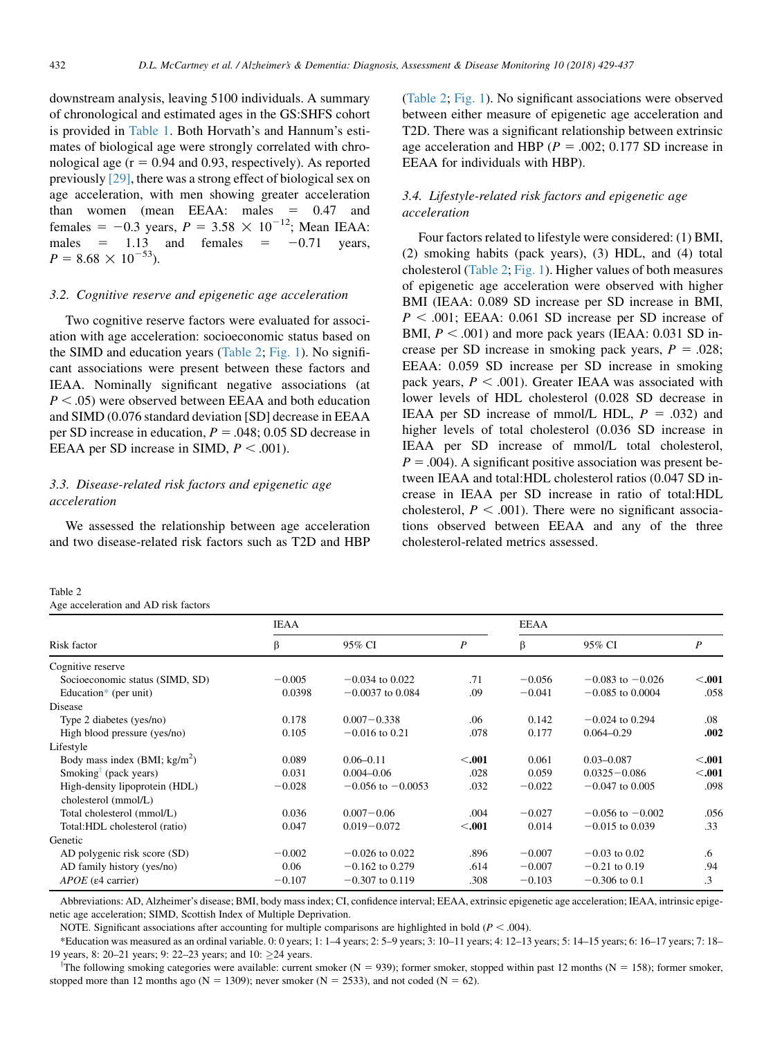downstream analysis, leaving 5100 individuals. A summary of chronological and estimated ages in the GS:SHFS cohort is provided in Table 1. Both Horvath's and Hannum's estimates of biological age were strongly correlated with chronological age (r = 0.94 and 0.93, respectively). As reported previously [29], there was a strong effect of biological sex on age acceleration, with men showing greater acceleration than women (mean EEAA: males = 0.47 and females = −0.3 years, $P = 3.58 \times 10^{-12}$; Mean IEAA: males = 1.13 and females = −0.71 years, $P = 8.68 \times 10^{-53}$).

### 3.2. Cognitive reserve and epigenetic age acceleration

Two cognitive reserve factors were evaluated for association with age acceleration: socioeconomic status based on the SIMD and education years (Table 2; Fig. 1). No significant associations were present between these factors and IEAA. Nominally significant negative associations (at $P < .05$) were observed between EEAA and both education and SIMD (0.076 standard deviation [SD] decrease in EEAA per SD increase in education, $P = .048$; 0.05 SD decrease in EEAA per SD increase in SIMD, $P < .001$).

### 3.3. Disease-related risk factors and epigenetic age acceleration

We assessed the relationship between age acceleration and two disease-related risk factors such as T2D and HBP (Table 2; Fig. 1). No significant associations were observed between either measure of epigenetic age acceleration and T2D. There was a significant relationship between extrinsic age acceleration and HBP ($P = .002$; 0.177 SD increase in EEAA for individuals with HBP).

### 3.4. Lifestyle-related risk factors and epigenetic age acceleration

Four factors related to lifestyle were considered: (1) BMI, (2) smoking habits (pack years), (3) HDL, and (4) total cholesterol (Table 2; Fig. 1). Higher values of both measures of epigenetic age acceleration were observed with higher BMI (IEAA: 0.089 SD increase per SD increase in BMI, $P < .001$; EEAA: 0.061 SD increase per SD increase of BMI, $P < .001$) and more pack years (IEAA: 0.031 SD increase per SD increase in smoking pack years, $P = .028$; EEAA: 0.059 SD increase per SD increase in smoking pack years, $P < .001$). Greater IEAA was associated with lower levels of HDL cholesterol (0.028 SD decrease in IEAA per SD increase of mmol/L HDL, $P = .032$) and higher levels of total cholesterol (0.036 SD increase in IEAA per SD increase of mmol/L total cholesterol, $P = .004$). A significant positive association was present between IEAA and total:HDL cholesterol ratios (0.047 SD increase in IEAA per SD increase in ratio of total:HDL cholesterol, $P < .001$). There were no significant associations observed between EEAA and any of the three cholesterol-related metrics assessed.

Table 2
Age acceleration and AD risk factors

| Risk factor | IEAA | | | EEAA | | |
|---|---|---|---|---|---|---|
| | β | 95% CI | *P* | β | 95% CI | *P* |
| Cognitive reserve | | | | | | |
| Socioeconomic status (SIMD, SD) | −0.005 | −0.034 to 0.022 | .71 | −0.056 | −0.083 to −0.026 | **<.001** |
| Education* (per unit) | 0.0398 | −0.0037 to 0.084 | .09 | −0.041 | −0.085 to 0.0004 | .058 |
| Disease | | | | | | |
| Type 2 diabetes (yes/no) | 0.178 | 0.007−0.338 | .06 | 0.142 | −0.024 to 0.294 | .08 |
| High blood pressure (yes/no) | 0.105 | −0.016 to 0.21 | .078 | 0.177 | 0.064–0.29 | **.002** |
| Lifestyle | | | | | | |
| Body mass index (BMI; kg/m$^2$) | 0.089 | 0.06–0.11 | **<.001** | 0.061 | 0.03–0.087 | **<.001** |
| Smoking[†] (pack years) | 0.031 | 0.004–0.06 | .028 | 0.059 | 0.0325−0.086 | **<.001** |
| High-density lipoprotein (HDL) cholesterol (mmol/L) | −0.028 | −0.056 to −0.0053 | .032 | −0.022 | −0.047 to 0.005 | .098 |
| Total cholesterol (mmol/L) | 0.036 | 0.007−0.06 | .004 | −0.027 | −0.056 to −0.002 | .056 |
| Total:HDL cholesterol (ratio) | 0.047 | 0.019−0.072 | **<.001** | 0.014 | −0.015 to 0.039 | .33 |
| Genetic | | | | | | |
| AD polygenic risk score (SD) | −0.002 | −0.026 to 0.022 | .896 | −0.007 | −0.03 to 0.02 | .6 |
| AD family history (yes/no) | 0.06 | −0.162 to 0.279 | .614 | −0.007 | −0.21 to 0.19 | .94 |
| *APOE* (ε4 carrier) | −0.107 | −0.307 to 0.119 | .308 | −0.103 | −0.306 to 0.1 | .3 |

Abbreviations: AD, Alzheimer's disease; BMI, body mass index; CI, confidence interval; EEAA, extrinsic epigenetic age acceleration; IEAA, intrinsic epigenetic age acceleration; SIMD, Scottish Index of Multiple Deprivation.

NOTE. Significant associations after accounting for multiple comparisons are highlighted in bold ($P < .004$).

*Education was measured as an ordinal variable. 0: 0 years; 1: 1–4 years; 2: 5–9 years; 3: 10–11 years; 4: 12–13 years; 5: 14–15 years; 6: 16–17 years; 7: 18–19 years, 8: 20–21 years; 9: 22–23 years; and 10: ≥24 years.

[†]The following smoking categories were available: current smoker (N = 939); former smoker, stopped within past 12 months (N = 158); former smoker, stopped more than 12 months ago (N = 1309); never smoker (N = 2533), and not coded (N = 62).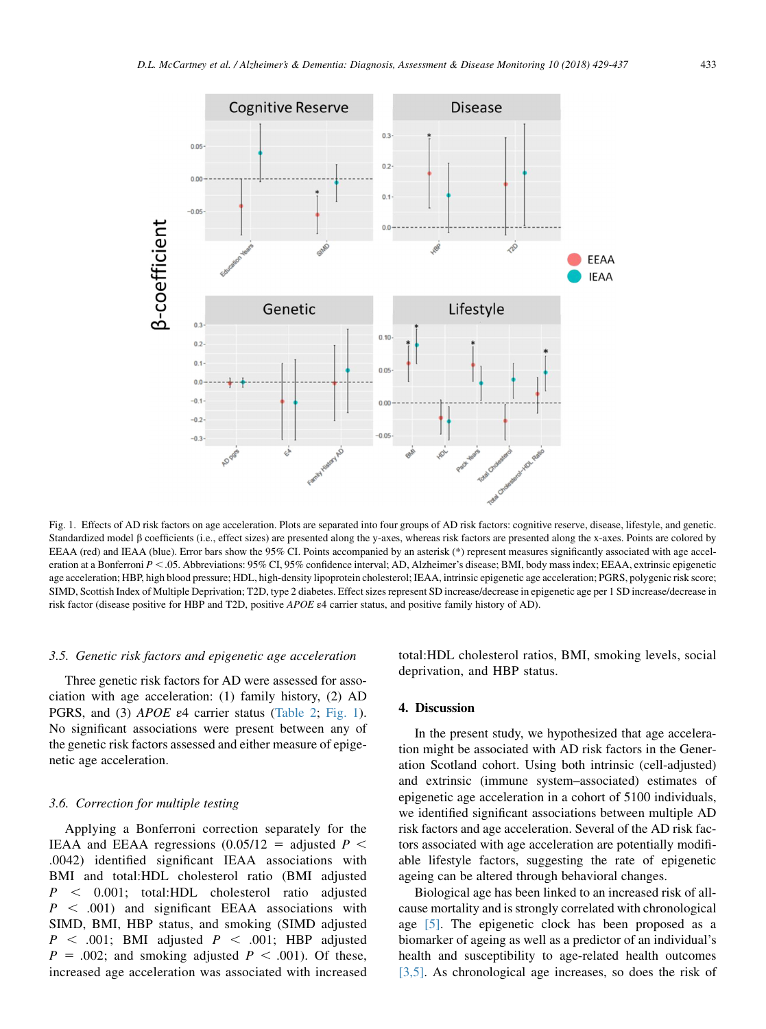Fig. 1. Effects of AD risk factors on age acceleration. Plots are separated into four groups of AD risk factors: cognitive reserve, disease, lifestyle, and genetic. Standardized model β coefficients (i.e., effect sizes) are presented along the y-axes, whereas risk factors are presented along the x-axes. Points are colored by EEAA (red) and IEAA (blue). Error bars show the 95% CI. Points accompanied by an asterisk (*) represent measures significantly associated with age acceleration at a Bonferroni $P < .05$. Abbreviations: 95% CI, 95% confidence interval; AD, Alzheimer's disease; BMI, body mass index; EEAA, extrinsic epigenetic age acceleration; HBP, high blood pressure; HDL, high-density lipoprotein cholesterol; IEAA, intrinsic epigenetic age acceleration; PGRS, polygenic risk score; SIMD, Scottish Index of Multiple Deprivation; T2D, type 2 diabetes. Effect sizes represent SD increase/decrease in epigenetic age per 1 SD increase/decrease in risk factor (disease positive for HBP and T2D, positive *APOE* ε4 carrier status, and positive family history of AD).

### 3.5. Genetic risk factors and epigenetic age acceleration

Three genetic risk factors for AD were assessed for association with age acceleration: (1) family history, (2) AD PGRS, and (3) *APOE* ε4 carrier status (Table 2; Fig. 1). No significant associations were present between any of the genetic risk factors assessed and either measure of epigenetic age acceleration.

### 3.6. Correction for multiple testing

Applying a Bonferroni correction separately for the IEAA and EEAA regressions (0.05/12 = adjusted $P < .0042$) identified significant IEAA associations with BMI and total:HDL cholesterol ratio (BMI adjusted $P < 0.001$; total:HDL cholesterol ratio adjusted $P < .001$) and significant EEAA associations with SIMD, BMI, HBP status, and smoking (SIMD adjusted $P < .001$; BMI adjusted $P < .001$; HBP adjusted $P = .002$; and smoking adjusted $P < .001$). Of these, increased age acceleration was associated with increased total:HDL cholesterol ratios, BMI, smoking levels, social deprivation, and HBP status.

## 4. Discussion

In the present study, we hypothesized that age acceleration might be associated with AD risk factors in the Generation Scotland cohort. Using both intrinsic (cell-adjusted) and extrinsic (immune system–associated) estimates of epigenetic age acceleration in a cohort of 5100 individuals, we identified significant associations between multiple AD risk factors and age acceleration. Several of the AD risk factors associated with age acceleration are potentially modifiable lifestyle factors, suggesting the rate of epigenetic ageing can be altered through behavioral changes.

Biological age has been linked to an increased risk of all-cause mortality and is strongly correlated with chronological age [5]. The epigenetic clock has been proposed as a biomarker of ageing as well as a predictor of an individual's health and susceptibility to age-related health outcomes [3,5]. As chronological age increases, so does the risk of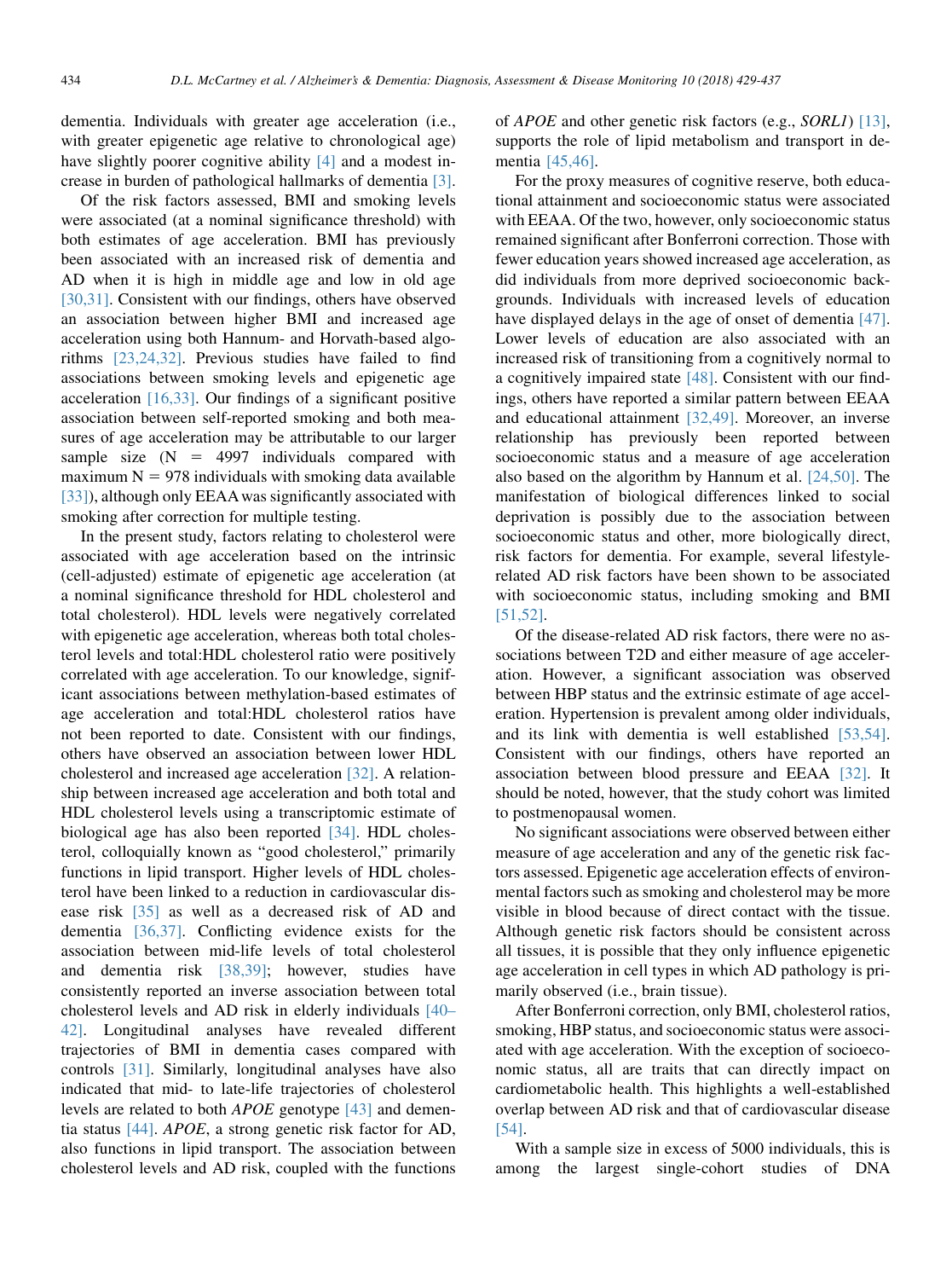dementia. Individuals with greater age acceleration (i.e., with greater epigenetic age relative to chronological age) have slightly poorer cognitive ability [4] and a modest increase in burden of pathological hallmarks of dementia [3].

Of the risk factors assessed, BMI and smoking levels were associated (at a nominal significance threshold) with both estimates of age acceleration. BMI has previously been associated with an increased risk of dementia and AD when it is high in middle age and low in old age [30,31]. Consistent with our findings, others have observed an association between higher BMI and increased age acceleration using both Hannum- and Horvath-based algorithms [23,24,32]. Previous studies have failed to find associations between smoking levels and epigenetic age acceleration [16,33]. Our findings of a significant positive association between self-reported smoking and both measures of age acceleration may be attributable to our larger sample size (N = 4997 individuals compared with maximum N = 978 individuals with smoking data available [33]), although only EEAA was significantly associated with smoking after correction for multiple testing.

In the present study, factors relating to cholesterol were associated with age acceleration based on the intrinsic (cell-adjusted) estimate of epigenetic age acceleration (at a nominal significance threshold for HDL cholesterol and total cholesterol). HDL levels were negatively correlated with epigenetic age acceleration, whereas both total cholesterol levels and total:HDL cholesterol ratio were positively correlated with age acceleration. To our knowledge, significant associations between methylation-based estimates of age acceleration and total:HDL cholesterol ratios have not been reported to date. Consistent with our findings, others have observed an association between lower HDL cholesterol and increased age acceleration [32]. A relationship between increased age acceleration and both total and HDL cholesterol levels using a transcriptomic estimate of biological age has also been reported [34]. HDL cholesterol, colloquially known as "good cholesterol," primarily functions in lipid transport. Higher levels of HDL cholesterol have been linked to a reduction in cardiovascular disease risk [35] as well as a decreased risk of AD and dementia [36,37]. Conflicting evidence exists for the association between mid-life levels of total cholesterol and dementia risk [38,39]; however, studies have consistently reported an inverse association between total cholesterol levels and AD risk in elderly individuals [40–42]. Longitudinal analyses have revealed different trajectories of BMI in dementia cases compared with controls [31]. Similarly, longitudinal analyses have also indicated that mid- to late-life trajectories of cholesterol levels are related to both *APOE* genotype [43] and dementia status [44]. *APOE*, a strong genetic risk factor for AD, also functions in lipid transport. The association between cholesterol levels and AD risk, coupled with the functions of *APOE* and other genetic risk factors (e.g., *SORL1*) [13], supports the role of lipid metabolism and transport in dementia [45,46].

For the proxy measures of cognitive reserve, both educational attainment and socioeconomic status were associated with EEAA. Of the two, however, only socioeconomic status remained significant after Bonferroni correction. Those with fewer education years showed increased age acceleration, as did individuals from more deprived socioeconomic backgrounds. Individuals with increased levels of education have displayed delays in the age of onset of dementia [47]. Lower levels of education are also associated with an increased risk of transitioning from a cognitively normal to a cognitively impaired state [48]. Consistent with our findings, others have reported a similar pattern between EEAA and educational attainment [32,49]. Moreover, an inverse relationship has previously been reported between socioeconomic status and a measure of age acceleration also based on the algorithm by Hannum et al. [24,50]. The manifestation of biological differences linked to social deprivation is possibly due to the association between socioeconomic status and other, more biologically direct, risk factors for dementia. For example, several lifestyle-related AD risk factors have been shown to be associated with socioeconomic status, including smoking and BMI [51,52].

Of the disease-related AD risk factors, there were no associations between T2D and either measure of age acceleration. However, a significant association was observed between HBP status and the extrinsic estimate of age acceleration. Hypertension is prevalent among older individuals, and its link with dementia is well established [53,54]. Consistent with our findings, others have reported an association between blood pressure and EEAA [32]. It should be noted, however, that the study cohort was limited to postmenopausal women.

No significant associations were observed between either measure of age acceleration and any of the genetic risk factors assessed. Epigenetic age acceleration effects of environmental factors such as smoking and cholesterol may be more visible in blood because of direct contact with the tissue. Although genetic risk factors should be consistent across all tissues, it is possible that they only influence epigenetic age acceleration in cell types in which AD pathology is primarily observed (i.e., brain tissue).

After Bonferroni correction, only BMI, cholesterol ratios, smoking, HBP status, and socioeconomic status were associated with age acceleration. With the exception of socioeconomic status, all are traits that can directly impact on cardiometabolic health. This highlights a well-established overlap between AD risk and that of cardiovascular disease [54].

With a sample size in excess of 5000 individuals, this is among the largest single-cohort studies of DNA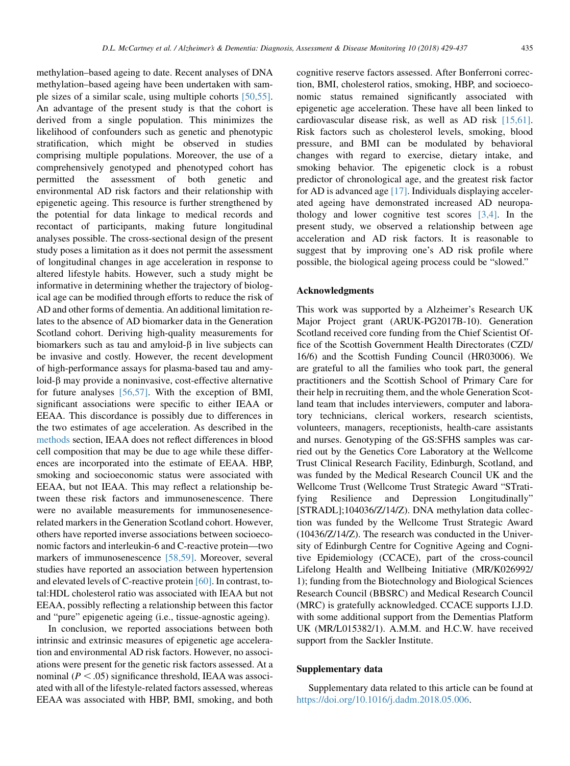methylation–based ageing to date. Recent analyses of DNA methylation–based ageing have been undertaken with sample sizes of a similar scale, using multiple cohorts [50,55]. An advantage of the present study is that the cohort is derived from a single population. This minimizes the likelihood of confounders such as genetic and phenotypic stratification, which might be observed in studies comprising multiple populations. Moreover, the use of a comprehensively genotyped and phenotyped cohort has permitted the assessment of both genetic and environmental AD risk factors and their relationship with epigenetic ageing. This resource is further strengthened by the potential for data linkage to medical records and recontact of participants, making future longitudinal analyses possible. The cross-sectional design of the present study poses a limitation as it does not permit the assessment of longitudinal changes in age acceleration in response to altered lifestyle habits. However, such a study might be informative in determining whether the trajectory of biological age can be modified through efforts to reduce the risk of AD and other forms of dementia. An additional limitation relates to the absence of AD biomarker data in the Generation Scotland cohort. Deriving high-quality measurements for biomarkers such as tau and amyloid-β in live subjects can be invasive and costly. However, the recent development of high-performance assays for plasma-based tau and amyloid-β may provide a noninvasive, cost-effective alternative for future analyses [56,57]. With the exception of BMI, significant associations were specific to either IEAA or EEAA. This discordance is possibly due to differences in the two estimates of age acceleration. As described in the methods section, IEAA does not reflect differences in blood cell composition that may be due to age while these differences are incorporated into the estimate of EEAA. HBP, smoking and socioeconomic status were associated with EEAA, but not IEAA. This may reflect a relationship between these risk factors and immunosenescence. There were no available measurements for immunosenesence-related markers in the Generation Scotland cohort. However, others have reported inverse associations between socioeconomic factors and interleukin-6 and C-reactive protein—two markers of immunosenescence [58,59]. Moreover, several studies have reported an association between hypertension and elevated levels of C-reactive protein [60]. In contrast, total:HDL cholesterol ratio was associated with IEAA but not EEAA, possibly reflecting a relationship between this factor and "pure" epigenetic ageing (i.e., tissue-agnostic ageing).

In conclusion, we reported associations between both intrinsic and extrinsic measures of epigenetic age acceleration and environmental AD risk factors. However, no associations were present for the genetic risk factors assessed. At a nominal ($P < .05$) significance threshold, IEAA was associated with all of the lifestyle-related factors assessed, whereas EEAA was associated with HBP, BMI, smoking, and both cognitive reserve factors assessed. After Bonferroni correction, BMI, cholesterol ratios, smoking, HBP, and socioeconomic status remained significantly associated with epigenetic age acceleration. These have all been linked to cardiovascular disease risk, as well as AD risk [15,61]. Risk factors such as cholesterol levels, smoking, blood pressure, and BMI can be modulated by behavioral changes with regard to exercise, dietary intake, and smoking behavior. The epigenetic clock is a robust predictor of chronological age, and the greatest risk factor for AD is advanced age [17]. Individuals displaying accelerated ageing have demonstrated increased AD neuropathology and lower cognitive test scores [3,4]. In the present study, we observed a relationship between age acceleration and AD risk factors. It is reasonable to suggest that by improving one's AD risk profile where possible, the biological ageing process could be "slowed."

## Acknowledgments

This work was supported by a Alzheimer's Research UK Major Project grant (ARUK-PG2017B-10). Generation Scotland received core funding from the Chief Scientist Office of the Scottish Government Health Directorates (CZD/16/6) and the Scottish Funding Council (HR03006). We are grateful to all the families who took part, the general practitioners and the Scottish School of Primary Care for their help in recruiting them, and the whole Generation Scotland team that includes interviewers, computer and laboratory technicians, clerical workers, research scientists, volunteers, managers, receptionists, health-care assistants and nurses. Genotyping of the GS:SFHS samples was carried out by the Genetics Core Laboratory at the Wellcome Trust Clinical Research Facility, Edinburgh, Scotland, and was funded by the Medical Research Council UK and the Wellcome Trust (Wellcome Trust Strategic Award "STratifying Resilience and Depression Longitudinally" [STRADL];104036/Z/14/Z). DNA methylation data collection was funded by the Wellcome Trust Strategic Award (10436/Z/14/Z). The research was conducted in the University of Edinburgh Centre for Cognitive Ageing and Cognitive Epidemiology (CCACE), part of the cross-council Lifelong Health and Wellbeing Initiative (MR/K026992/1); funding from the Biotechnology and Biological Sciences Research Council (BBSRC) and Medical Research Council (MRC) is gratefully acknowledged. CCACE supports I.J.D. with some additional support from the Dementias Platform UK (MR/L015382/1). A.M.M. and H.C.W. have received support from the Sackler Institute.

## Supplementary data

Supplementary data related to this article can be found at https://doi.org/10.1016/j.dadm.2018.05.006.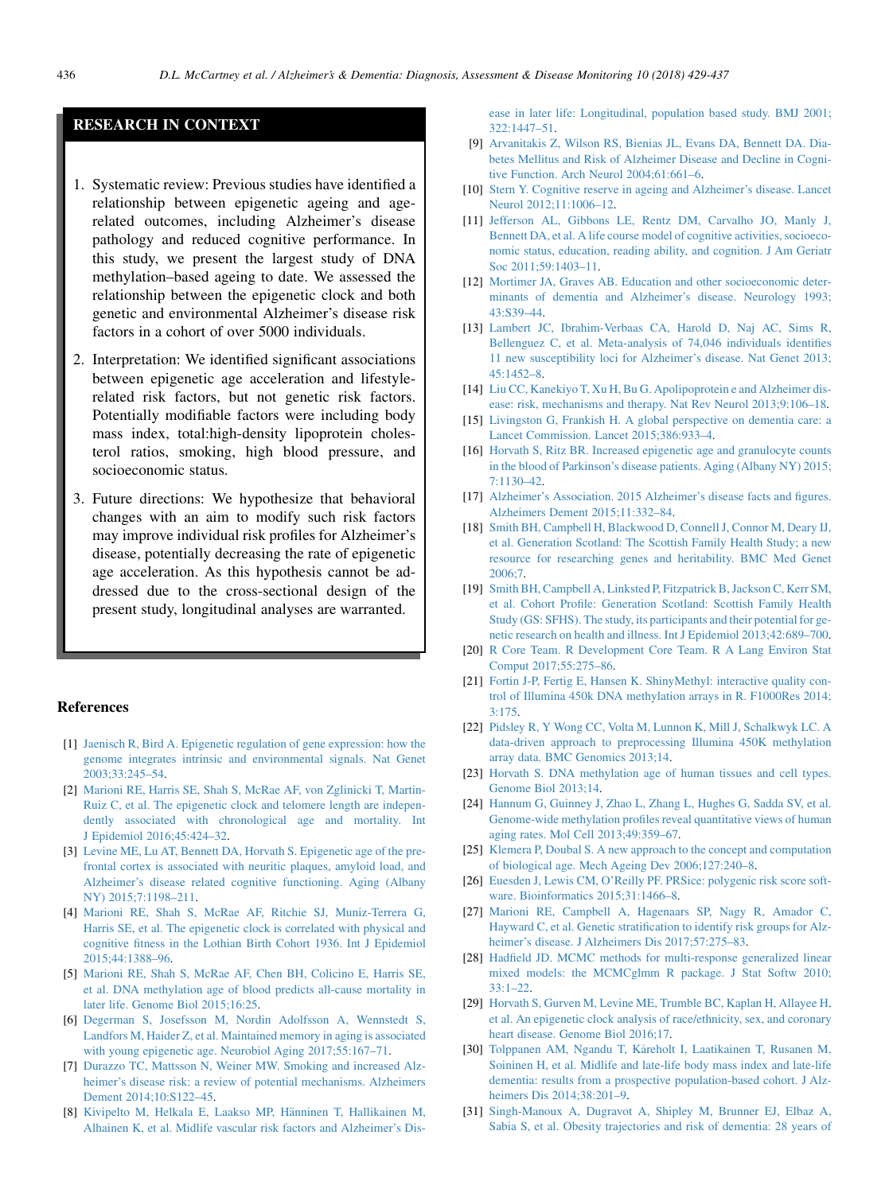## RESEARCH IN CONTEXT

1. Systematic review: Previous studies have identified a relationship between epigenetic ageing and age-related outcomes, including Alzheimer's disease pathology and reduced cognitive performance. In this study, we present the largest study of DNA methylation–based ageing to date. We assessed the relationship between the epigenetic clock and both genetic and environmental Alzheimer's disease risk factors in a cohort of over 5000 individuals.
2. Interpretation: We identified significant associations between epigenetic age acceleration and lifestyle-related risk factors, but not genetic risk factors. Potentially modifiable factors were including body mass index, total:high-density lipoprotein cholesterol ratios, smoking, high blood pressure, and socioeconomic status.
3. Future directions: We hypothesize that behavioral changes with an aim to modify such risk factors may improve individual risk profiles for Alzheimer's disease, potentially decreasing the rate of epigenetic age acceleration. As this hypothesis cannot be addressed due to the cross-sectional design of the present study, longitudinal analyses are warranted.

## References

[1] Jaenisch R, Bird A. Epigenetic regulation of gene expression: how the genome integrates intrinsic and environmental signals. Nat Genet 2003;33:245–54.

[2] Marioni RE, Harris SE, Shah S, McRae AF, von Zglinicki T, Martin-Ruiz C, et al. The epigenetic clock and telomere length are independently associated with chronological age and mortality. Int J Epidemiol 2016;45:424–32.

[3] Levine ME, Lu AT, Bennett DA, Horvath S. Epigenetic age of the prefrontal cortex is associated with neuritic plaques, amyloid load, and Alzheimer's disease related cognitive functioning. Aging (Albany NY) 2015;7:1198–211.

[4] Marioni RE, Shah S, McRae AF, Ritchie SJ, Muniz-Terrera G, Harris SE, et al. The epigenetic clock is correlated with physical and cognitive fitness in the Lothian Birth Cohort 1936. Int J Epidemiol 2015;44:1388–96.

[5] Marioni RE, Shah S, McRae AF, Chen BH, Colicino E, Harris SE, et al. DNA methylation age of blood predicts all-cause mortality in later life. Genome Biol 2015;16:25.

[6] Degerman S, Josefsson M, Nordin Adolfsson A, Wennstedt S, Landfors M, Haider Z, et al. Maintained memory in aging is associated with young epigenetic age. Neurobiol Aging 2017;55:167–71.

[7] Durazzo TC, Mattsson N, Weiner MW. Smoking and increased Alzheimer's disease risk: a review of potential mechanisms. Alzheimers Dement 2014;10:S122–45.

[8] Kivipelto M, Helkala E, Laakso MP, Hänninen T, Hallikainen M, Alhainen K, et al. Midlife vascular risk factors and Alzheimer's Disease in later life: Longitudinal, population based study. BMJ 2001;322:1447–51.

[9] Arvanitakis Z, Wilson RS, Bienias JL, Evans DA, Bennett DA. Diabetes Mellitus and Risk of Alzheimer Disease and Decline in Cognitive Function. Arch Neurol 2004;61:661–6.

[10] Stern Y. Cognitive reserve in ageing and Alzheimer's disease. Lancet Neurol 2012;11:1006–12.

[11] Jefferson AL, Gibbons LE, Rentz DM, Carvalho JO, Manly J, Bennett DA, et al. A life course model of cognitive activities, socioeconomic status, education, reading ability, and cognition. J Am Geriatr Soc 2011;59:1403–11.

[12] Mortimer JA, Graves AB. Education and other socioeconomic determinants of dementia and Alzheimer's disease. Neurology 1993;43:S39–44.

[13] Lambert JC, Ibrahim-Verbaas CA, Harold D, Naj AC, Sims R, Bellenguez C, et al. Meta-analysis of 74,046 individuals identifies 11 new susceptibility loci for Alzheimer's disease. Nat Genet 2013;45:1452–8.

[14] Liu CC, Kanekiyo T, Xu H, Bu G. Apolipoprotein e and Alzheimer disease: risk, mechanisms and therapy. Nat Rev Neurol 2013;9:106–18.

[15] Livingston G, Frankish H. A global perspective on dementia care: a Lancet Commission. Lancet 2015;386:933–4.

[16] Horvath S, Ritz BR. Increased epigenetic age and granulocyte counts in the blood of Parkinson's disease patients. Aging (Albany NY) 2015;7:1130–42.

[17] Alzheimer's Association. 2015 Alzheimer's disease facts and figures. Alzheimers Dement 2015;11:332–84.

[18] Smith BH, Campbell H, Blackwood D, Connell J, Connor M, Deary IJ, et al. Generation Scotland: The Scottish Family Health Study; a new resource for researching genes and heritability. BMC Med Genet 2006;7.

[19] Smith BH, Campbell A, Linksted P, Fitzpatrick B, Jackson C, Kerr SM, et al. Cohort Profile: Generation Scotland: Scottish Family Health Study (GS: SFHS). The study, its participants and their potential for genetic research on health and illness. Int J Epidemiol 2013;42:689–700.

[20] R Core Team. R Development Core Team. R A Lang Environ Stat Comput 2017;55:275–86.

[21] Fortin J-P, Fertig E, Hansen K. ShinyMethyl: interactive quality control of Illumina 450k DNA methylation arrays in R. F1000Res 2014;3:175.

[22] Pidsley R, Y Wong CC, Volta M, Lunnon K, Mill J, Schalkwyk LC. A data-driven approach to preprocessing Illumina 450K methylation array data. BMC Genomics 2013;14.

[23] Horvath S. DNA methylation age of human tissues and cell types. Genome Biol 2013;14.

[24] Hannum G, Guinney J, Zhao L, Zhang L, Hughes G, Sadda SV, et al. Genome-wide methylation profiles reveal quantitative views of human aging rates. Mol Cell 2013;49:359–67.

[25] Klemera P, Doubal S. A new approach to the concept and computation of biological age. Mech Ageing Dev 2006;127:240–8.

[26] Euesden J, Lewis CM, O'Reilly PF. PRSice: polygenic risk score software. Bioinformatics 2015;31:1466–8.

[27] Marioni RE, Campbell A, Hagenaars SP, Nagy R, Amador C, Hayward C, et al. Genetic stratification to identify risk groups for Alzheimer's disease. J Alzheimers Dis 2017;57:275–83.

[28] Hadfield JD. MCMC methods for multi-response generalized linear mixed models: the MCMCglmm R package. J Stat Softw 2010;33:1–22.

[29] Horvath S, Gurven M, Levine ME, Trumble BC, Kaplan H, Allayee H, et al. An epigenetic clock analysis of race/ethnicity, sex, and coronary heart disease. Genome Biol 2016;17.

[30] Tolppanen AM, Ngandu T, Kåreholt I, Laatikainen T, Rusanen M, Soininen H, et al. Midlife and late-life body mass index and late-life dementia: results from a prospective population-based cohort. J Alzheimers Dis 2014;38:201–9.

[31] Singh-Manoux A, Dugravot A, Shipley M, Brunner EJ, Elbaz A, Sabia S, et al. Obesity trajectories and risk of dementia: 28 years of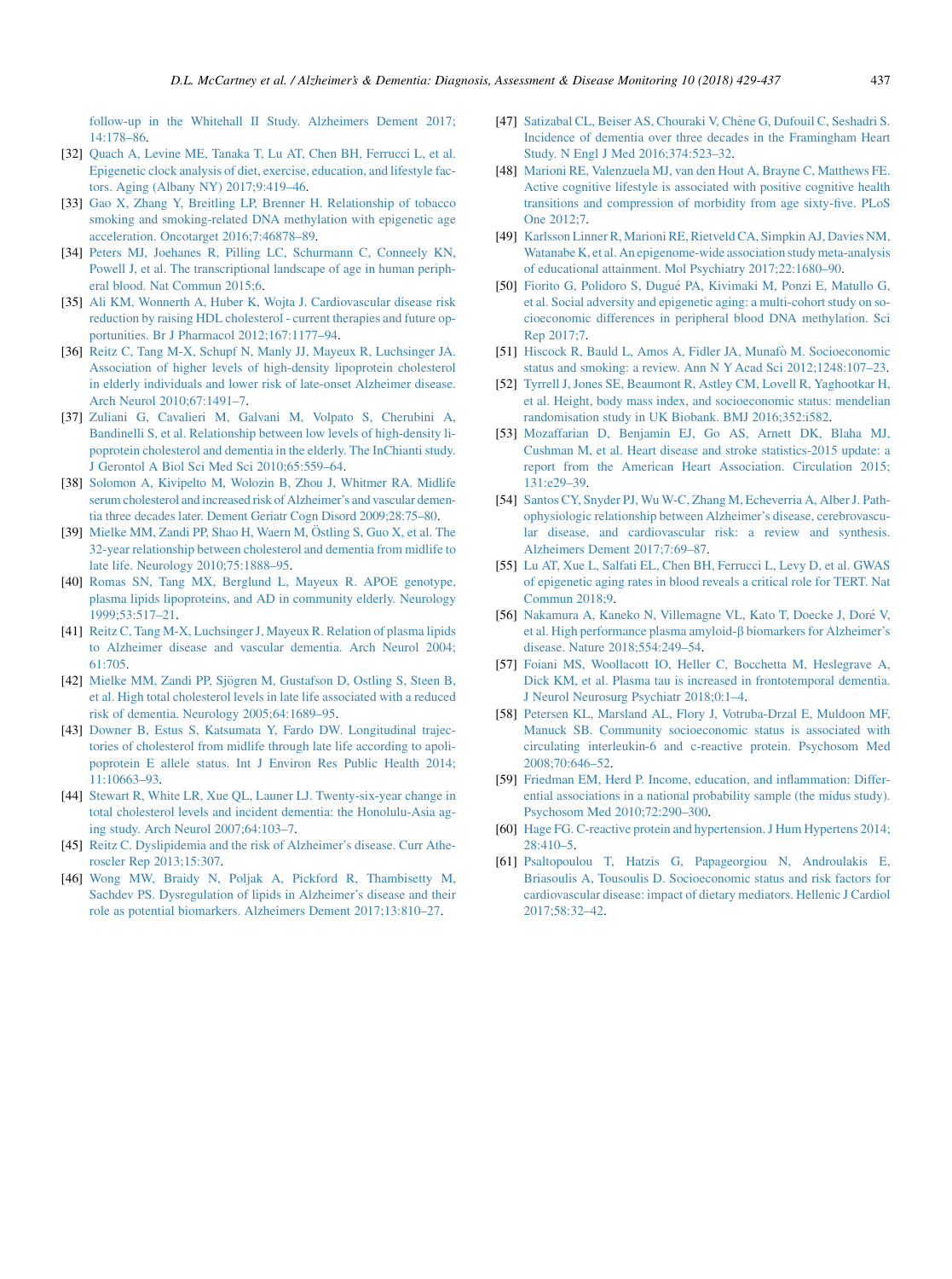follow-up in the Whitehall II Study. Alzheimers Dement 2017;14:178–86.

[32] Quach A, Levine ME, Tanaka T, Lu AT, Chen BH, Ferrucci L, et al. Epigenetic clock analysis of diet, exercise, education, and lifestyle factors. Aging (Albany NY) 2017;9:419–46.

[33] Gao X, Zhang Y, Breitling LP, Brenner H. Relationship of tobacco smoking and smoking-related DNA methylation with epigenetic age acceleration. Oncotarget 2016;7:46878–89.

[34] Peters MJ, Joehanes R, Pilling LC, Schurmann C, Conneely KN, Powell J, et al. The transcriptional landscape of age in human peripheral blood. Nat Commun 2015;6.

[35] Ali KM, Wonnerth A, Huber K, Wojta J. Cardiovascular disease risk reduction by raising HDL cholesterol - current therapies and future opportunities. Br J Pharmacol 2012;167:1177–94.

[36] Reitz C, Tang M-X, Schupf N, Manly JJ, Mayeux R, Luchsinger JA. Association of higher levels of high-density lipoprotein cholesterol in elderly individuals and lower risk of late-onset Alzheimer disease. Arch Neurol 2010;67:1491–7.

[37] Zuliani G, Cavalieri M, Galvani M, Volpato S, Cherubini A, Bandinelli S, et al. Relationship between low levels of high-density lipoprotein cholesterol and dementia in the elderly. The InChianti study. J Gerontol A Biol Sci Med Sci 2010;65:559–64.

[38] Solomon A, Kivipelto M, Wolozin B, Zhou J, Whitmer RA. Midlife serum cholesterol and increased risk of Alzheimer's and vascular dementia three decades later. Dement Geriatr Cogn Disord 2009;28:75–80.

[39] Mielke MM, Zandi PP, Shao H, Waern M, Östling S, Guo X, et al. The 32-year relationship between cholesterol and dementia from midlife to late life. Neurology 2010;75:1888–95.

[40] Romas SN, Tang MX, Berglund L, Mayeux R. APOE genotype, plasma lipids lipoproteins, and AD in community elderly. Neurology 1999;53:517–21.

[41] Reitz C, Tang M-X, Luchsinger J, Mayeux R. Relation of plasma lipids to Alzheimer disease and vascular dementia. Arch Neurol 2004;61:705.

[42] Mielke MM, Zandi PP, Sjögren M, Gustafson D, Ostling S, Steen B, et al. High total cholesterol levels in late life associated with a reduced risk of dementia. Neurology 2005;64:1689–95.

[43] Downer B, Estus S, Katsumata Y, Fardo DW. Longitudinal trajectories of cholesterol from midlife through late life according to apolipoprotein E allele status. Int J Environ Res Public Health 2014;11:10663–93.

[44] Stewart R, White LR, Xue QL, Launer LJ. Twenty-six-year change in total cholesterol levels and incident dementia: the Honolulu-Asia aging study. Arch Neurol 2007;64:103–7.

[45] Reitz C. Dyslipidemia and the risk of Alzheimer's disease. Curr Atheroscler Rep 2013;15:307.

[46] Wong MW, Braidy N, Poljak A, Pickford R, Thambisetty M, Sachdev PS. Dysregulation of lipids in Alzheimer's disease and their role as potential biomarkers. Alzheimers Dement 2017;13:810–27.

[47] Satizabal CL, Beiser AS, Chouraki V, Chêne G, Dufouil C, Seshadri S. Incidence of dementia over three decades in the Framingham Heart Study. N Engl J Med 2016;374:523–32.

[48] Marioni RE, Valenzuela MJ, van den Hout A, Brayne C, Matthews FE. Active cognitive lifestyle is associated with positive cognitive health transitions and compression of morbidity from age sixty-five. PLoS One 2012;7.

[49] Karlsson Linner R, Marioni RE, Rietveld CA, Simpkin AJ, Davies NM, Watanabe K, et al. An epigenome-wide association study meta-analysis of educational attainment. Mol Psychiatry 2017;22:1680–90.

[50] Fiorito G, Polidoro S, Dugué PA, Kivimaki M, Ponzi E, Matullo G, et al. Social adversity and epigenetic aging: a multi-cohort study on socioeconomic differences in peripheral blood DNA methylation. Sci Rep 2017;7.

[51] Hiscock R, Bauld L, Amos A, Fidler JA, Munafò M. Socioeconomic status and smoking: a review. Ann N Y Acad Sci 2012;1248:107–23.

[52] Tyrrell J, Jones SE, Beaumont R, Astley CM, Lovell R, Yaghootkar H, et al. Height, body mass index, and socioeconomic status: mendelian randomisation study in UK Biobank. BMJ 2016;352:i582.

[53] Mozaffarian D, Benjamin EJ, Go AS, Arnett DK, Blaha MJ, Cushman M, et al. Heart disease and stroke statistics-2015 update: a report from the American Heart Association. Circulation 2015;131:e29–39.

[54] Santos CY, Snyder PJ, Wu W-C, Zhang M, Echeverria A, Alber J. Pathophysiologic relationship between Alzheimer's disease, cerebrovascular disease, and cardiovascular risk: a review and synthesis. Alzheimers Dement 2017;7:69–87.

[55] Lu AT, Xue L, Salfati EL, Chen BH, Ferrucci L, Levy D, et al. GWAS of epigenetic aging rates in blood reveals a critical role for TERT. Nat Commun 2018;9.

[56] Nakamura A, Kaneko N, Villemagne VL, Kato T, Doecke J, Doré V, et al. High performance plasma amyloid-β biomarkers for Alzheimer's disease. Nature 2018;554:249–54.

[57] Foiani MS, Woollacott IO, Heller C, Bocchetta M, Heslegrave A, Dick KM, et al. Plasma tau is increased in frontotemporal dementia. J Neurol Neurosurg Psychiatr 2018;0:1–4.

[58] Petersen KL, Marsland AL, Flory J, Votruba-Drzal E, Muldoon MF, Manuck SB. Community socioeconomic status is associated with circulating interleukin-6 and c-reactive protein. Psychosom Med 2008;70:646–52.

[59] Friedman EM, Herd P. Income, education, and inflammation: Differential associations in a national probability sample (the midus study). Psychosom Med 2010;72:290–300.

[60] Hage FG. C-reactive protein and hypertension. J Hum Hypertens 2014;28:410–5.

[61] Psaltopoulou T, Hatzis G, Papageorgiou N, Androulakis E, Briasoulis A, Tousoulis D. Socioeconomic status and risk factors for cardiovascular disease: impact of dietary mediators. Hellenic J Cardiol 2017;58:32–42.